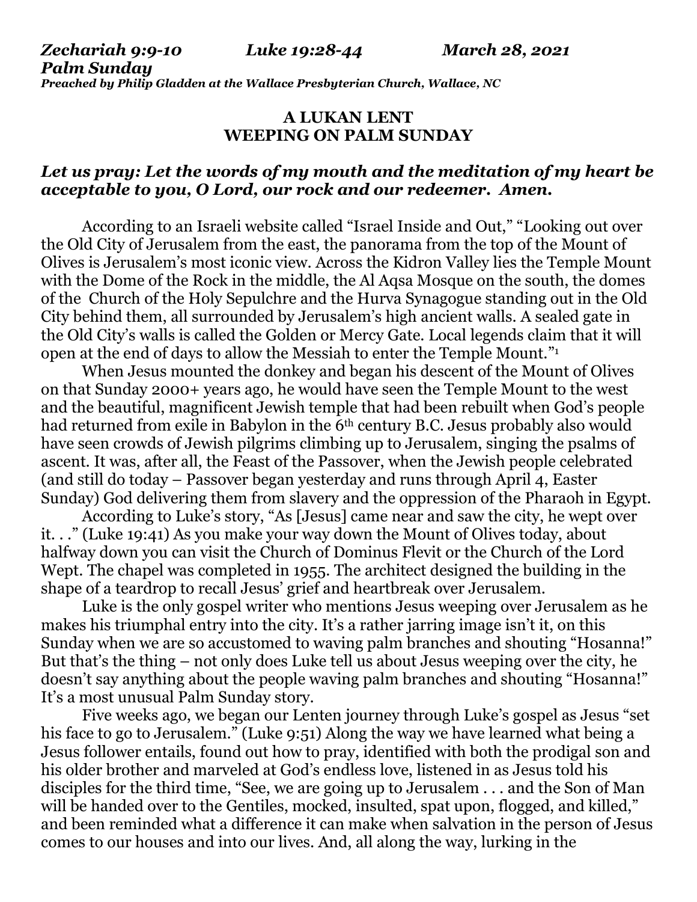***Zechariah 9:9-10 Luke 19:28-44 March 28, 2021***
***Palm Sunday***
***Preached by Philip Gladden at the Wallace Presbyterian Church, Wallace, NC***

**A LUKAN LENT**
**WEEPING ON PALM SUNDAY**

### *Let us pray: Let the words of my mouth and the meditation of my heart be acceptable to you, O Lord, our rock and our redeemer. Amen.*

According to an Israeli website called "Israel Inside and Out," "Looking out over the Old City of Jerusalem from the east, the panorama from the top of the Mount of Olives is Jerusalem's most iconic view. Across the Kidron Valley lies the Temple Mount with the Dome of the Rock in the middle, the Al Aqsa Mosque on the south, the domes of the Church of the Holy Sepulchre and the Hurva Synagogue standing out in the Old City behind them, all surrounded by Jerusalem's high ancient walls. A sealed gate in the Old City's walls is called the Golden or Mercy Gate. Local legends claim that it will open at the end of days to allow the Messiah to enter the Temple Mount."[1]

When Jesus mounted the donkey and began his descent of the Mount of Olives on that Sunday 2000+ years ago, he would have seen the Temple Mount to the west and the beautiful, magnificent Jewish temple that had been rebuilt when God's people had returned from exile in Babylon in the 6th century B.C. Jesus probably also would have seen crowds of Jewish pilgrims climbing up to Jerusalem, singing the psalms of ascent. It was, after all, the Feast of the Passover, when the Jewish people celebrated (and still do today – Passover began yesterday and runs through April 4, Easter Sunday) God delivering them from slavery and the oppression of the Pharaoh in Egypt.

According to Luke's story, "As [Jesus] came near and saw the city, he wept over it. . ." (Luke 19:41) As you make your way down the Mount of Olives today, about halfway down you can visit the Church of Dominus Flevit or the Church of the Lord Wept. The chapel was completed in 1955. The architect designed the building in the shape of a teardrop to recall Jesus' grief and heartbreak over Jerusalem.

Luke is the only gospel writer who mentions Jesus weeping over Jerusalem as he makes his triumphal entry into the city. It's a rather jarring image isn't it, on this Sunday when we are so accustomed to waving palm branches and shouting "Hosanna!" But that's the thing – not only does Luke tell us about Jesus weeping over the city, he doesn't say anything about the people waving palm branches and shouting "Hosanna!" It's a most unusual Palm Sunday story.

Five weeks ago, we began our Lenten journey through Luke's gospel as Jesus "set his face to go to Jerusalem." (Luke 9:51) Along the way we have learned what being a Jesus follower entails, found out how to pray, identified with both the prodigal son and his older brother and marveled at God's endless love, listened in as Jesus told his disciples for the third time, "See, we are going up to Jerusalem . . . and the Son of Man will be handed over to the Gentiles, mocked, insulted, spat upon, flogged, and killed," and been reminded what a difference it can make when salvation in the person of Jesus comes to our houses and into our lives. And, all along the way, lurking in the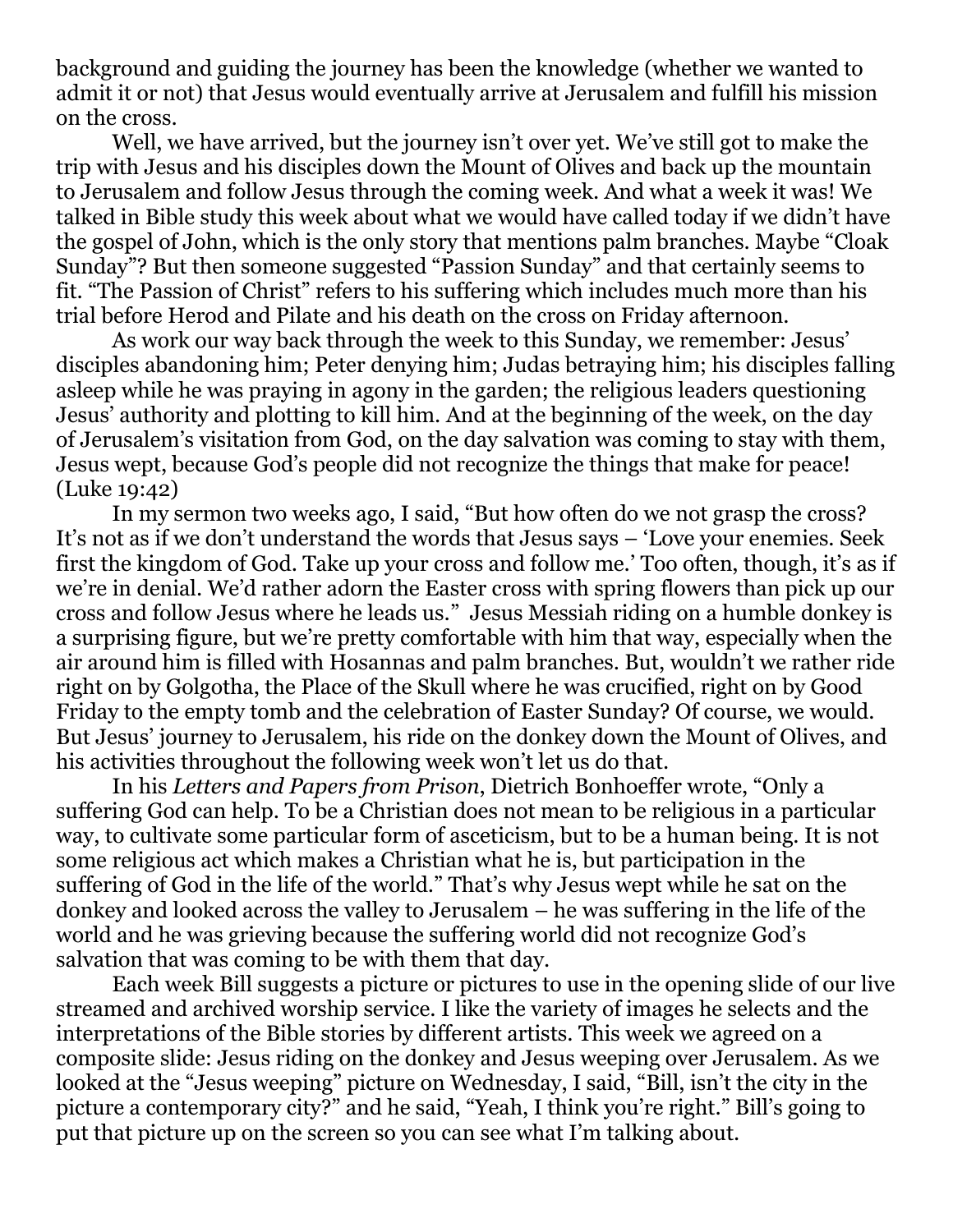background and guiding the journey has been the knowledge (whether we wanted to admit it or not) that Jesus would eventually arrive at Jerusalem and fulfill his mission on the cross.

Well, we have arrived, but the journey isn't over yet. We've still got to make the trip with Jesus and his disciples down the Mount of Olives and back up the mountain to Jerusalem and follow Jesus through the coming week. And what a week it was! We talked in Bible study this week about what we would have called today if we didn't have the gospel of John, which is the only story that mentions palm branches. Maybe "Cloak Sunday"? But then someone suggested "Passion Sunday" and that certainly seems to fit. "The Passion of Christ" refers to his suffering which includes much more than his trial before Herod and Pilate and his death on the cross on Friday afternoon.

As work our way back through the week to this Sunday, we remember: Jesus' disciples abandoning him; Peter denying him; Judas betraying him; his disciples falling asleep while he was praying in agony in the garden; the religious leaders questioning Jesus' authority and plotting to kill him. And at the beginning of the week, on the day of Jerusalem's visitation from God, on the day salvation was coming to stay with them, Jesus wept, because God's people did not recognize the things that make for peace! (Luke 19:42)

In my sermon two weeks ago, I said, "But how often do we not grasp the cross? It's not as if we don't understand the words that Jesus says – 'Love your enemies. Seek first the kingdom of God. Take up your cross and follow me.' Too often, though, it's as if we're in denial. We'd rather adorn the Easter cross with spring flowers than pick up our cross and follow Jesus where he leads us." Jesus Messiah riding on a humble donkey is a surprising figure, but we're pretty comfortable with him that way, especially when the air around him is filled with Hosannas and palm branches. But, wouldn't we rather ride right on by Golgotha, the Place of the Skull where he was crucified, right on by Good Friday to the empty tomb and the celebration of Easter Sunday? Of course, we would. But Jesus' journey to Jerusalem, his ride on the donkey down the Mount of Olives, and his activities throughout the following week won't let us do that.

In his *Letters and Papers from Prison*, Dietrich Bonhoeffer wrote, "Only a suffering God can help. To be a Christian does not mean to be religious in a particular way, to cultivate some particular form of asceticism, but to be a human being. It is not some religious act which makes a Christian what he is, but participation in the suffering of God in the life of the world." That's why Jesus wept while he sat on the donkey and looked across the valley to Jerusalem – he was suffering in the life of the world and he was grieving because the suffering world did not recognize God's salvation that was coming to be with them that day.

Each week Bill suggests a picture or pictures to use in the opening slide of our live streamed and archived worship service. I like the variety of images he selects and the interpretations of the Bible stories by different artists. This week we agreed on a composite slide: Jesus riding on the donkey and Jesus weeping over Jerusalem. As we looked at the "Jesus weeping" picture on Wednesday, I said, "Bill, isn't the city in the picture a contemporary city?" and he said, "Yeah, I think you're right." Bill's going to put that picture up on the screen so you can see what I'm talking about.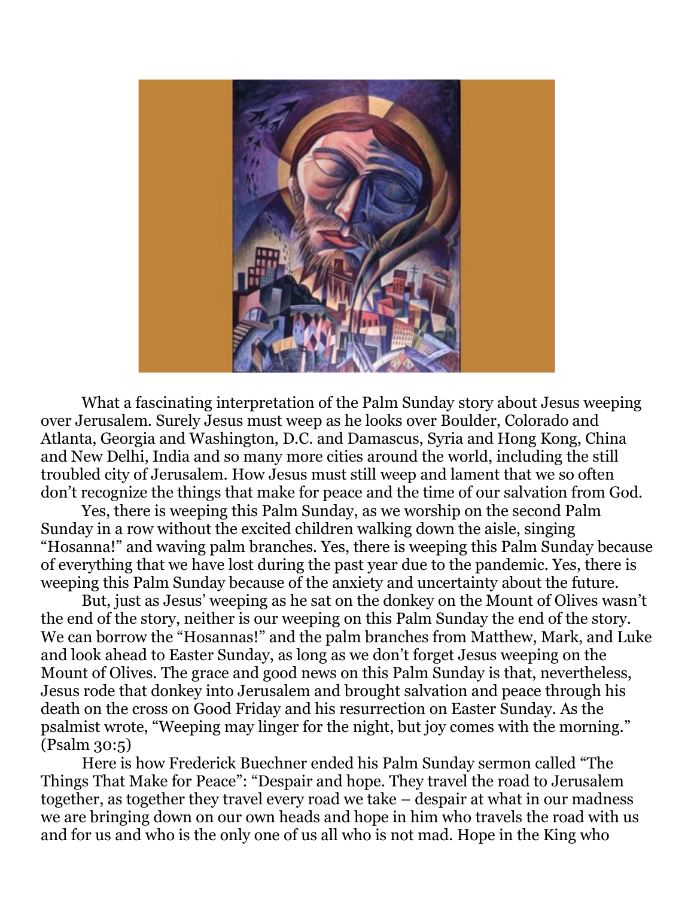What a fascinating interpretation of the Palm Sunday story about Jesus weeping over Jerusalem. Surely Jesus must weep as he looks over Boulder, Colorado and Atlanta, Georgia and Washington, D.C. and Damascus, Syria and Hong Kong, China and New Delhi, India and so many more cities around the world, including the still troubled city of Jerusalem. How Jesus must still weep and lament that we so often don't recognize the things that make for peace and the time of our salvation from God.

Yes, there is weeping this Palm Sunday, as we worship on the second Palm Sunday in a row without the excited children walking down the aisle, singing "Hosanna!" and waving palm branches. Yes, there is weeping this Palm Sunday because of everything that we have lost during the past year due to the pandemic. Yes, there is weeping this Palm Sunday because of the anxiety and uncertainty about the future.

But, just as Jesus' weeping as he sat on the donkey on the Mount of Olives wasn't the end of the story, neither is our weeping on this Palm Sunday the end of the story. We can borrow the "Hosannas!" and the palm branches from Matthew, Mark, and Luke and look ahead to Easter Sunday, as long as we don't forget Jesus weeping on the Mount of Olives. The grace and good news on this Palm Sunday is that, nevertheless, Jesus rode that donkey into Jerusalem and brought salvation and peace through his death on the cross on Good Friday and his resurrection on Easter Sunday. As the psalmist wrote, "Weeping may linger for the night, but joy comes with the morning." (Psalm 30:5)

Here is how Frederick Buechner ended his Palm Sunday sermon called "The Things That Make for Peace": "Despair and hope. They travel the road to Jerusalem together, as together they travel every road we take – despair at what in our madness we are bringing down on our own heads and hope in him who travels the road with us and for us and who is the only one of us all who is not mad. Hope in the King who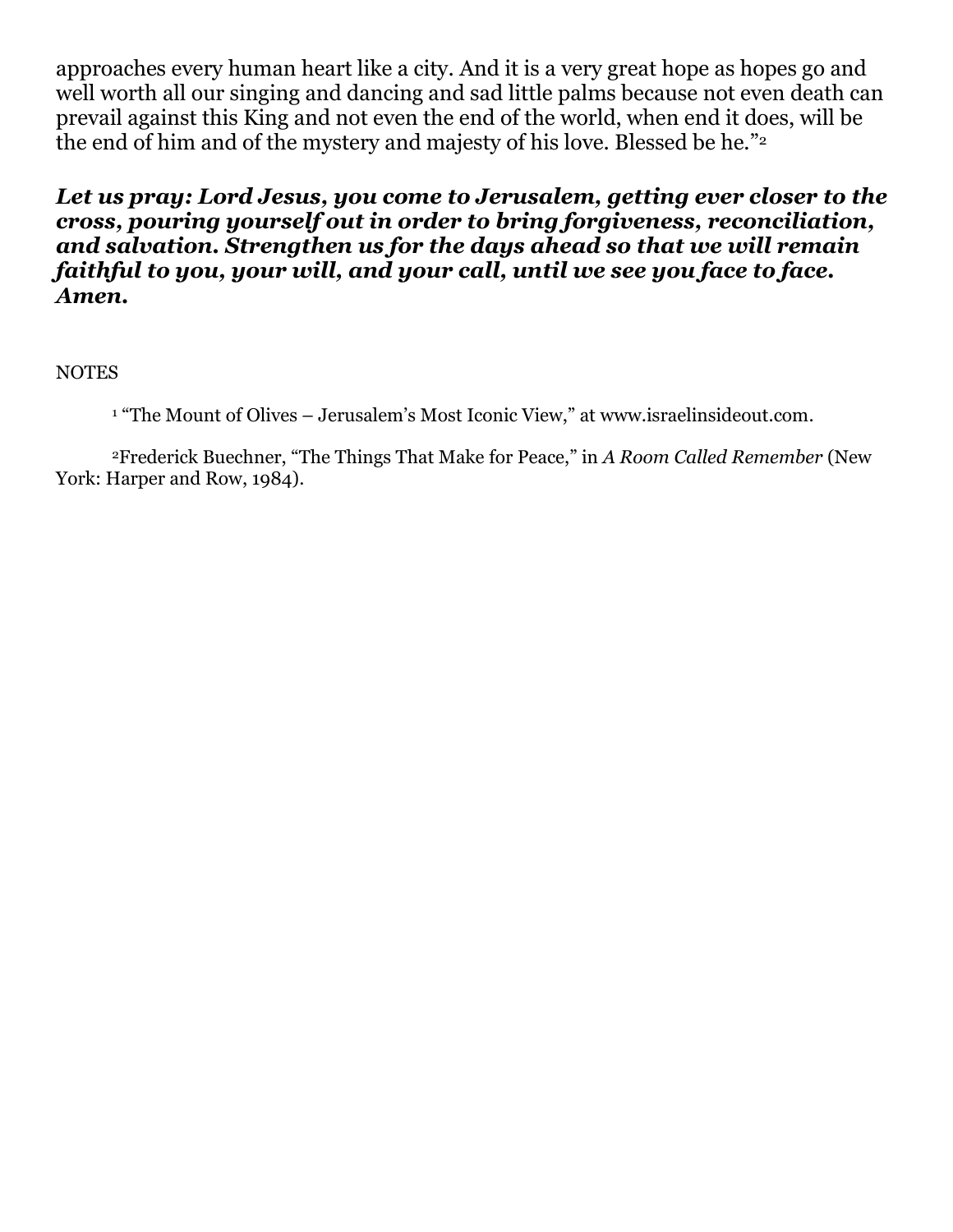approaches every human heart like a city. And it is a very great hope as hopes go and well worth all our singing and dancing and sad little palms because not even death can prevail against this King and not even the end of the world, when end it does, will be the end of him and of the mystery and majesty of his love. Blessed be he."[2]

***Let us pray: Lord Jesus, you come to Jerusalem, getting ever closer to the cross, pouring yourself out in order to bring forgiveness, reconciliation, and salvation. Strengthen us for the days ahead so that we will remain faithful to you, your will, and your call, until we see you face to face. Amen.***

NOTES

[1] "The Mount of Olives – Jerusalem's Most Iconic View," at www.israelinsideout.com.

[2] Frederick Buechner, "The Things That Make for Peace," in *A Room Called Remember* (New York: Harper and Row, 1984).